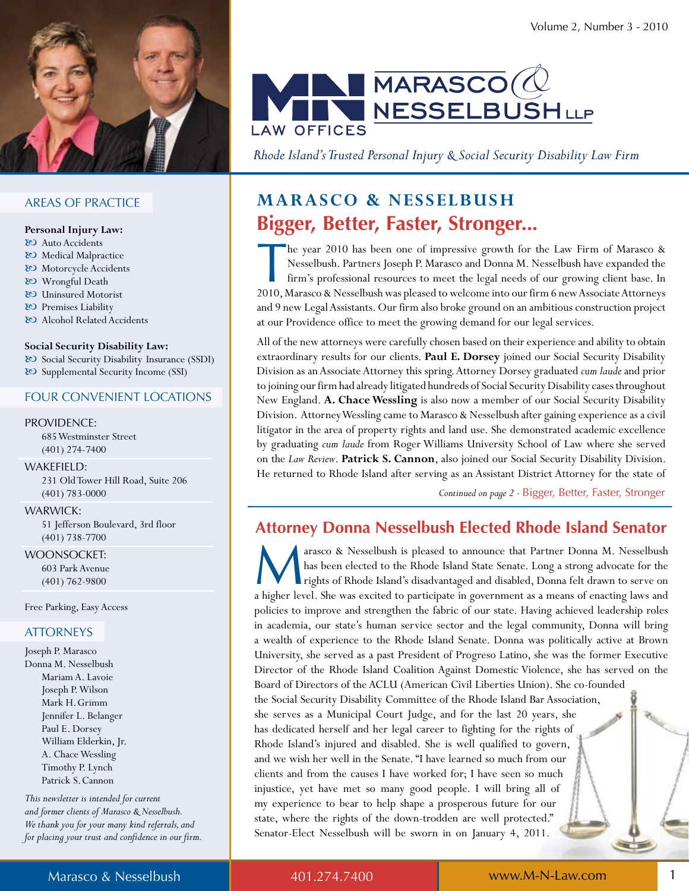Marasco & Nesselbush LLP Law Offices

*Rhode Island's Trusted Personal Injury & Social Security Disability Law Firm*

## AREAS OF PRACTICE

**Personal Injury Law:**
- Auto Accidents
- Medical Malpractice
- Motorcycle Accidents
- Wrongful Death
- Uninsured Motorist
- Premises Liability
- Alcohol Related Accidents

**Social Security Disability Law:**
- Social Security Disability Insurance (SSDI)
- Supplemental Security Income (SSI)

## FOUR CONVENIENT LOCATIONS

PROVIDENCE:
685 Westminster Street
(401) 274-7400

WAKEFIELD:
231 Old Tower Hill Road, Suite 206
(401) 783-0000

WARWICK:
51 Jefferson Boulevard, 3rd floor
(401) 738-7700

WOONSOCKET:
603 Park Avenue
(401) 762-9800

Free Parking, Easy Access

## ATTORNEYS

Joseph P. Marasco
Donna M. Nesselbush
Mariam A. Lavoie
Joseph P. Wilson
Mark H. Grimm
Jennifer L. Belanger
Paul E. Dorsey
William Elderkin, Jr.
A. Chace Wessling
Timothy P. Lynch
Patrick S. Cannon

*This newsletter is intended for current and former clients of Marasco & Nesselbush. We thank you for your many kind referrals, and for placing your trust and confidence in our firm.*

# MARASCO & NESSELBUSH
## Bigger, Better, Faster, Stronger...

The year 2010 has been one of impressive growth for the Law Firm of Marasco & Nesselbush. Partners Joseph P. Marasco and Donna M. Nesselbush have expanded the firm's professional resources to meet the legal needs of our growing client base. In 2010, Marasco & Nesselbush was pleased to welcome into our firm 6 new Associate Attorneys and 9 new Legal Assistants. Our firm also broke ground on an ambitious construction project at our Providence office to meet the growing demand for our legal services.

All of the new attorneys were carefully chosen based on their experience and ability to obtain extraordinary results for our clients. **Paul E. Dorsey** joined our Social Security Disability Division as an Associate Attorney this spring. Attorney Dorsey graduated *cum laude* and prior to joining our firm had already litigated hundreds of Social Security Disability cases throughout New England. **A. Chace Wessling** is also now a member of our Social Security Disability Division. Attorney Wessling came to Marasco & Nesselbush after gaining experience as a civil litigator in the area of property rights and land use. She demonstrated academic excellence by graduating *cum laude* from Roger Williams University School of Law where she served on the *Law Review*. **Patrick S. Cannon**, also joined our Social Security Disability Division. He returned to Rhode Island after serving as an Assistant District Attorney for the state of

*Continued on page 2* - Bigger, Better, Faster, Stronger

## Attorney Donna Nesselbush Elected Rhode Island Senator

Marasco & Nesselbush is pleased to announce that Partner Donna M. Nesselbush has been elected to the Rhode Island State Senate. Long a strong advocate for the rights of Rhode Island's disadvantaged and disabled, Donna felt drawn to serve on a higher level. She was excited to participate in government as a means of enacting laws and policies to improve and strengthen the fabric of our state. Having achieved leadership roles in academia, our state's human service sector and the legal community, Donna will bring a wealth of experience to the Rhode Island Senate. Donna was politically active at Brown University, she served as a past President of Progreso Latino, she was the former Executive Director of the Rhode Island Coalition Against Domestic Violence, she has served on the Board of Directors of the ACLU (American Civil Liberties Union). She co-founded the Social Security Disability Committee of the Rhode Island Bar Association, she serves as a Municipal Court Judge, and for the last 20 years, she has dedicated herself and her legal career to fighting for the rights of Rhode Island's injured and disabled. She is well qualified to govern, and we wish her well in the Senate. "I have learned so much from our clients and from the causes I have worked for; I have seen so much injustice, yet have met so many good people. I will bring all of my experience to bear to help shape a prosperous future for our state, where the rights of the down-trodden are well protected." Senator-Elect Nesselbush will be sworn in on January 4, 2011.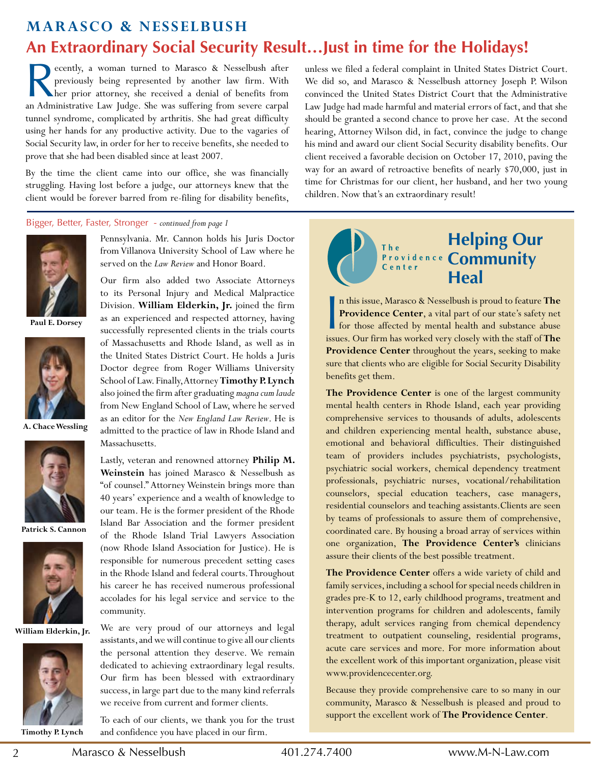# MARASCO & NESSELBUSH

## An Extraordinary Social Security Result…Just in time for the Holidays!

Recently, a woman turned to Marasco & Nesselbush after previously being represented by another law firm. With her prior attorney, she received a denial of benefits from an Administrative Law Judge. She was suffering from severe carpal tunnel syndrome, complicated by arthritis. She had great difficulty using her hands for any productive activity. Due to the vagaries of Social Security law, in order for her to receive benefits, she needed to prove that she had been disabled since at least 2007.

By the time the client came into our office, she was financially struggling. Having lost before a judge, our attorneys knew that the client would be forever barred from re-filing for disability benefits, unless we filed a federal complaint in United States District Court. We did so, and Marasco & Nesselbush attorney Joseph P. Wilson convinced the United States District Court that the Administrative Law Judge had made harmful and material errors of fact, and that she should be granted a second chance to prove her case. At the second hearing, Attorney Wilson did, in fact, convince the judge to change his mind and award our client Social Security disability benefits. Our client received a favorable decision on October 17, 2010, paving the way for an award of retroactive benefits of nearly $70,000, just in time for Christmas for our client, her husband, and her two young children. Now that's an extraordinary result!

---

## Bigger, Better, Faster, Stronger - *continued from page 1*

Paul E. Dorsey

A. Chace Wessling

Patrick S. Cannon

William Elderkin, Jr.

Timothy P. Lynch

Pennsylvania. Mr. Cannon holds his Juris Doctor from Villanova University School of Law where he served on the *Law Review* and Honor Board.

Our firm also added two Associate Attorneys to its Personal Injury and Medical Malpractice Division. **William Elderkin, Jr.** joined the firm as an experienced and respected attorney, having successfully represented clients in the trials courts of Massachusetts and Rhode Island, as well as in the United States District Court. He holds a Juris Doctor degree from Roger Williams University School of Law. Finally, Attorney **Timothy P. Lynch** also joined the firm after graduating *magna cum laude* from New England School of Law, where he served as an editor for the *New England Law Review*. He is admitted to the practice of law in Rhode Island and Massachusetts.

Lastly, veteran and renowned attorney **Philip M. Weinstein** has joined Marasco & Nesselbush as "of counsel." Attorney Weinstein brings more than 40 years' experience and a wealth of knowledge to our team. He is the former president of the Rhode Island Bar Association and the former president of the Rhode Island Trial Lawyers Association (now Rhode Island Association for Justice). He is responsible for numerous precedent setting cases in the Rhode Island and federal courts. Throughout his career he has received numerous professional accolades for his legal service and service to the community.

We are very proud of our attorneys and legal assistants, and we will continue to give all our clients the personal attention they deserve. We remain dedicated to achieving extraordinary legal results. Our firm has been blessed with extraordinary success, in large part due to the many kind referrals we receive from current and former clients.

To each of our clients, we thank you for the trust and confidence you have placed in our firm.

---

The Providence Center

## Helping Our Community Heal

In this issue, Marasco & Nesselbush is proud to feature **The Providence Center**, a vital part of our state's safety net for those affected by mental health and substance abuse issues. Our firm has worked very closely with the staff of **The Providence Center** throughout the years, seeking to make sure that clients who are eligible for Social Security Disability benefits get them.

**The Providence Center** is one of the largest community mental health centers in Rhode Island, each year providing comprehensive services to thousands of adults, adolescents and children experiencing mental health, substance abuse, emotional and behavioral difficulties. Their distinguished team of providers includes psychiatrists, psychologists, psychiatric social workers, chemical dependency treatment professionals, psychiatric nurses, vocational/rehabilitation counselors, special education teachers, case managers, residential counselors and teaching assistants. Clients are seen by teams of professionals to assure them of comprehensive, coordinated care. By housing a broad array of services within one organization, **The Providence Center's** clinicians assure their clients of the best possible treatment.

**The Providence Center** offers a wide variety of child and family services, including a school for special needs children in grades pre-K to 12, early childhood programs, treatment and intervention programs for children and adolescents, family therapy, adult services ranging from chemical dependency treatment to outpatient counseling, residential programs, acute care services and more. For more information about the excellent work of this important organization, please visit www.providencecenter.org.

Because they provide comprehensive care to so many in our community, Marasco & Nesselbush is pleased and proud to support the excellent work of **The Providence Center**.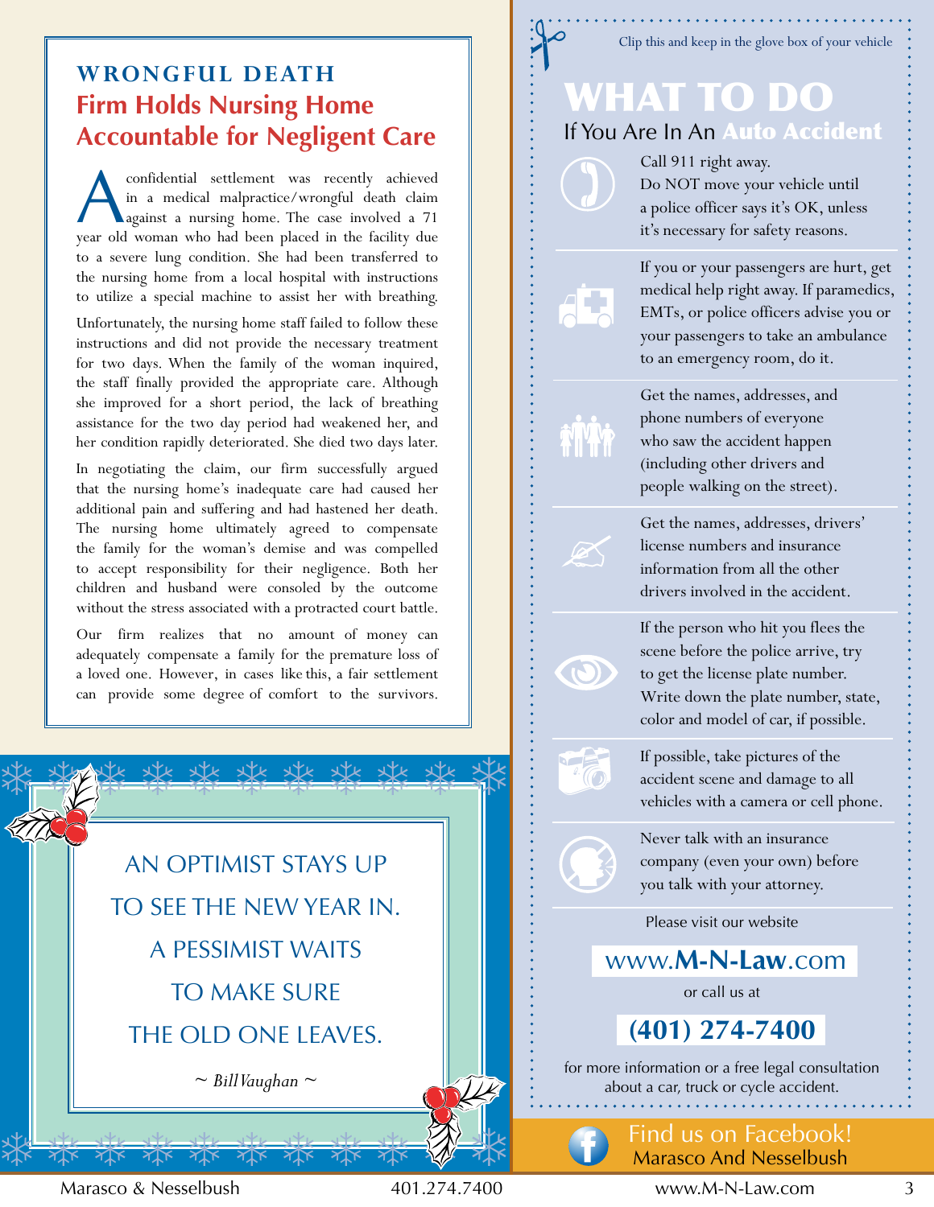## WRONGFUL DEATH

# Firm Holds Nursing Home Accountable for Negligent Care

A confidential settlement was recently achieved in a medical malpractice/wrongful death claim against a nursing home. The case involved a 71 year old woman who had been placed in the facility due to a severe lung condition. She had been transferred to the nursing home from a local hospital with instructions to utilize a special machine to assist her with breathing.

Unfortunately, the nursing home staff failed to follow these instructions and did not provide the necessary treatment for two days. When the family of the woman inquired, the staff finally provided the appropriate care. Although she improved for a short period, the lack of breathing assistance for the two day period had weakened her, and her condition rapidly deteriorated. She died two days later.

In negotiating the claim, our firm successfully argued that the nursing home's inadequate care had caused her additional pain and suffering and had hastened her death. The nursing home ultimately agreed to compensate the family for the woman's demise and was compelled to accept responsibility for their negligence. Both her children and husband were consoled by the outcome without the stress associated with a protracted court battle.

Our firm realizes that no amount of money can adequately compensate a family for the premature loss of a loved one. However, in cases like this, a fair settlement can provide some degree of comfort to the survivors.

AN OPTIMIST STAYS UP TO SEE THE NEW YEAR IN. A PESSIMIST WAITS TO MAKE SURE THE OLD ONE LEAVES.

*~ Bill Vaughan ~*

---

Clip this and keep in the glove box of your vehicle

# WHAT TO DO

## If You Are In An Auto Accident

- Call 911 right away. Do NOT move your vehicle until a police officer says it's OK, unless it's necessary for safety reasons.
- If you or your passengers are hurt, get medical help right away. If paramedics, EMTs, or police officers advise you or your passengers to take an ambulance to an emergency room, do it.
- Get the names, addresses, and phone numbers of everyone who saw the accident happen (including other drivers and people walking on the street).
- Get the names, addresses, drivers' license numbers and insurance information from all the other drivers involved in the accident.
- If the person who hit you flees the scene before the police arrive, try to get the license plate number. Write down the plate number, state, color and model of car, if possible.
- If possible, take pictures of the accident scene and damage to all vehicles with a camera or cell phone.
- Never talk with an insurance company (even your own) before you talk with your attorney.

Please visit our website

**www.M-N-Law.com**

or call us at

**(401) 274-7400**

for more information or a free legal consultation about a car, truck or cycle accident.

Find us on Facebook!
Marasco And Nesselbush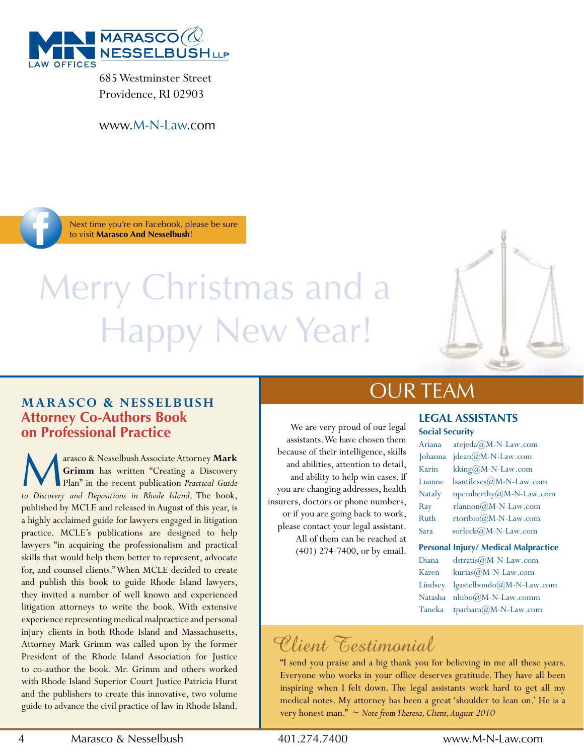MARASCO & NESSELBUSH LLP
LAW OFFICES

685 Westminster Street
Providence, RI 02903

www.M-N-Law.com

Next time you're on Facebook, please be sure to visit **Marasco And Nesselbush**!

# Merry Christmas and a Happy New Year!

## MARASCO & NESSELBUSH Attorney Co-Authors Book on Professional Practice

Marasco & Nesselbush Associate Attorney **Mark Grimm** has written "Creating a Discovery Plan" in the recent publication *Practical Guide to Discovery and Depositions in Rhode Island*. The book, published by MCLE and released in August of this year, is a highly acclaimed guide for lawyers engaged in litigation practice. MCLE's publications are designed to help lawyers "in acquiring the professionalism and practical skills that would help them better to represent, advocate for, and counsel clients." When MCLE decided to create and publish this book to guide Rhode Island lawyers, they invited a number of well known and experienced litigation attorneys to write the book. With extensive experience representing medical malpractice and personal injury clients in both Rhode Island and Massachusetts, Attorney Mark Grimm was called upon by the former President of the Rhode Island Association for Justice to co-author the book. Mr. Grimm and others worked with Rhode Island Superior Court Justice Patricia Hurst and the publishers to create this innovative, two volume guide to advance the civil practice of law in Rhode Island.

## OUR TEAM

We are very proud of our legal assistants. We have chosen them because of their intelligence, skills and abilities, attention to detail, and ability to help win cases. If you are changing addresses, health insurers, doctors or phone numbers, or if you are going back to work, please contact your legal assistant. All of them can be reached at (401) 274-7400, or by email.

### LEGAL ASSISTANTS

**Social Security**

| | |
|---|---|
| Ariana | atejeda@M-N-Law.com |
| Johanna | jdean@M-N-Law.com |
| Karin | kking@M-N-Law.com |
| Luanne | lsantileses@M-N-Law.com |
| Nataly | npemberthy@M-N-Law.com |
| Ray | rlannon@M-N-Law.com |
| Ruth | rtoribio@M-N-Law.com |
| Sara | sorleck@M-N-Law.com |

**Personal Injury/ Medical Malpractice**

| | |
|---|---|
| Diana | dstratis@M-N-Law.com |
| Karen | kurias@M-N-Law.com |
| Lindsey | lgastelbondo@M-N-Law.com |
| Natasha | nlubo@M-N-Law.comm |
| Taneka | tparham@M-N-Law.com |

## Client Testimonial

"I send you praise and a big thank you for believing in me all these years. Everyone who works in your office deserves gratitude. They have all been inspiring when I felt down. The legal assistants work hard to get all my medical notes. My attorney has been a great 'shoulder to lean on.' He is a very honest man." ~ *Note from Theresa, Client, August 2010*